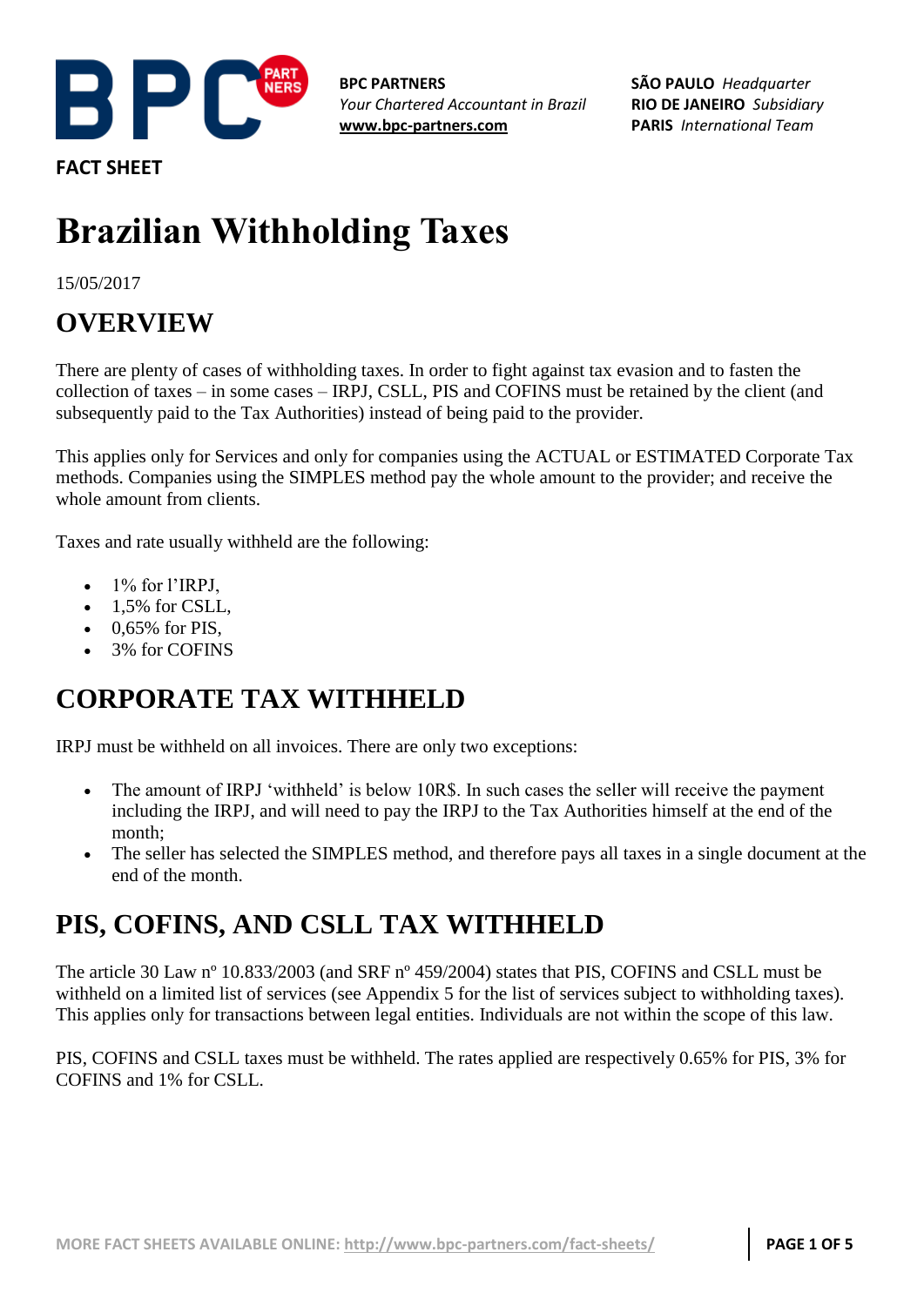BPC PARTNERS
*Your Chartered Accountant in Brazil*
**www.bpc-partners.com**

**SÃO PAULO** *Headquarter*
**RIO DE JANEIRO** *Subsidiary*
**PARIS** *International Team*

**FACT SHEET**

# Brazilian Withholding Taxes

15/05/2017

## OVERVIEW

There are plenty of cases of withholding taxes. In order to fight against tax evasion and to fasten the collection of taxes – in some cases – IRPJ, CSLL, PIS and COFINS must be retained by the client (and subsequently paid to the Tax Authorities) instead of being paid to the provider.

This applies only for Services and only for companies using the ACTUAL or ESTIMATED Corporate Tax methods. Companies using the SIMPLES method pay the whole amount to the provider; and receive the whole amount from clients.

Taxes and rate usually withheld are the following:

- 1% for l'IRPJ,
- 1,5% for CSLL,
- 0,65% for PIS,
- 3% for COFINS

## CORPORATE TAX WITHHELD

IRPJ must be withheld on all invoices. There are only two exceptions:

- The amount of IRPJ 'withheld' is below 10R$. In such cases the seller will receive the payment including the IRPJ, and will need to pay the IRPJ to the Tax Authorities himself at the end of the month;
- The seller has selected the SIMPLES method, and therefore pays all taxes in a single document at the end of the month.

## PIS, COFINS, AND CSLL TAX WITHHELD

The article 30 Law nº 10.833/2003 (and SRF nº 459/2004) states that PIS, COFINS and CSLL must be withheld on a limited list of services (see Appendix 5 for the list of services subject to withholding taxes). This applies only for transactions between legal entities. Individuals are not within the scope of this law.

PIS, COFINS and CSLL taxes must be withheld. The rates applied are respectively 0.65% for PIS, 3% for COFINS and 1% for CSLL.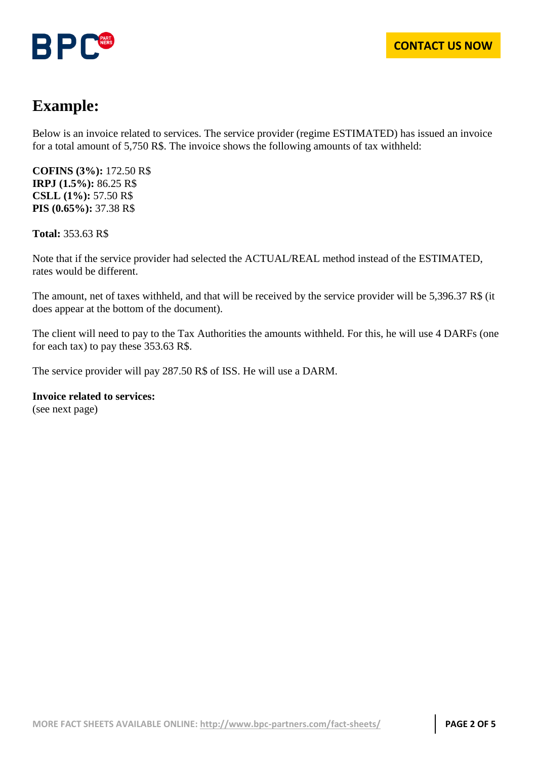# Example:

Below is an invoice related to services. The service provider (regime ESTIMATED) has issued an invoice for a total amount of 5,750 R$. The invoice shows the following amounts of tax withheld:

**COFINS (3%):** 172.50 R$
**IRPJ (1.5%):** 86.25 R$
**CSLL (1%):** 57.50 R$
**PIS (0.65%):** 37.38 R$

**Total:** 353.63 R$

Note that if the service provider had selected the ACTUAL/REAL method instead of the ESTIMATED, rates would be different.

The amount, net of taxes withheld, and that will be received by the service provider will be 5,396.37 R$ (it does appear at the bottom of the document).

The client will need to pay to the Tax Authorities the amounts withheld. For this, he will use 4 DARFs (one for each tax) to pay these 353.63 R$.

The service provider will pay 287.50 R$ of ISS. He will use a DARM.

**Invoice related to services:**
(see next page)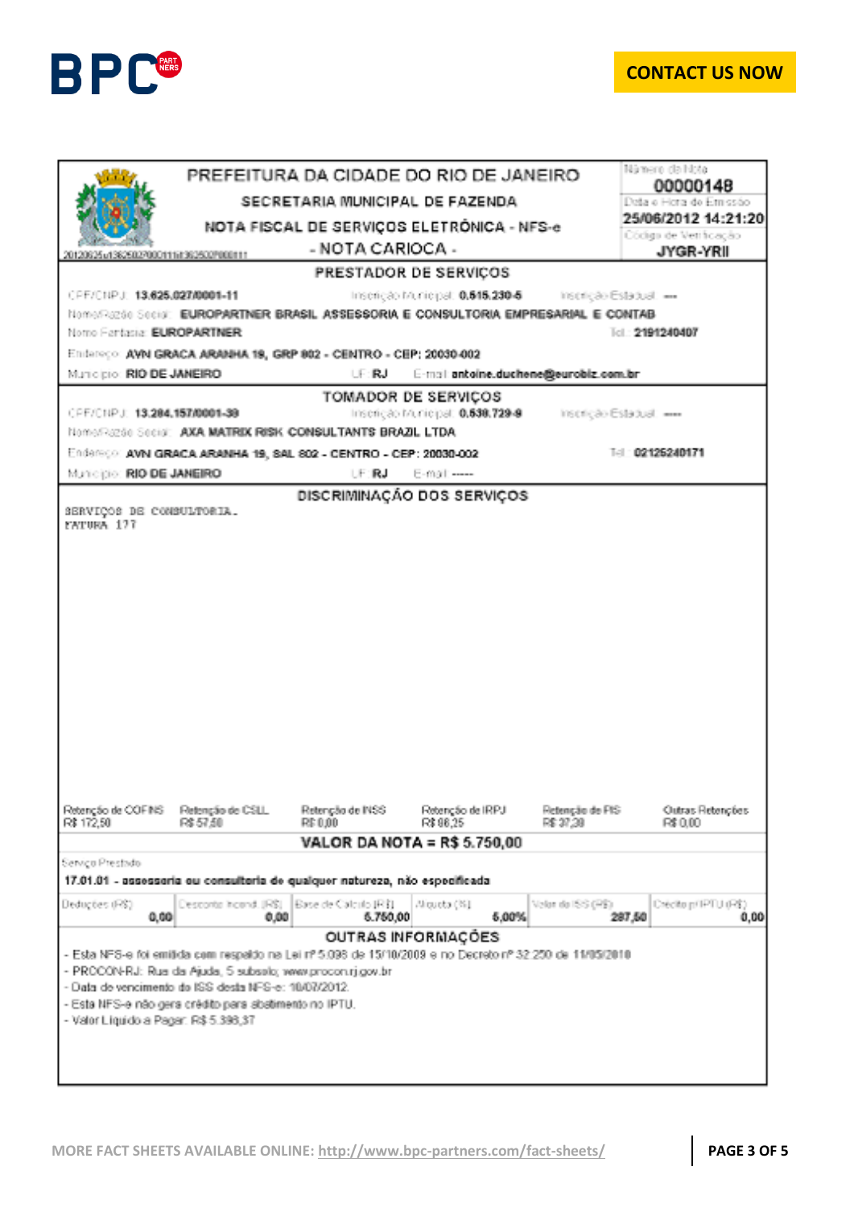**CONTACT US NOW**

# PREFEITURA DA CIDADE DO RIO DE JANEIRO

## SECRETARIA MUNICIPAL DE FAZENDA

## NOTA FISCAL DE SERVIÇOS ELETRÔNICA - NFS-e

## - NOTA CARIOCA -

20120625u13625027000111d13625027000111

Número da Nota: **00000148**

Data e Hora de Emissão: **25/06/2012 14:21:20**

Código de Verificação: **JYGR-YRII**

### PRESTADOR DE SERVIÇOS

CPF/CNPJ: **13.625.027/0001-11** Inscrição Municipal: **0.515.230-5** Inscrição Estadual: **---**

Nome/Razão Social: **EUROPARTNER BRASIL ASSESSORIA E CONSULTORIA EMPRESARIAL E CONTAB**

Nome Fantasia: **EUROPARTNER** Tel.: **2191240407**

Endereço: **AVN GRACA ARANHA 19, GRP 802 - CENTRO - CEP: 20030-002**

Município: **RIO DE JANEIRO** UF: **RJ** E-mail: **antoine.duchene@eurobiz.com.br**

### TOMADOR DE SERVIÇOS

CPF/CNPJ: **13.284.157/0001-39** Inscrição Municipal: **0.538.729-8** Inscrição Estadual: **----**

Nome/Razão Social: **AXA MATRIX RISK CONSULTANTS BRAZIL LTDA**

Endereço: **AVN GRACA ARANHA 19, SAL 802 - CENTRO - CEP: 20030-002** Tel.: **02125240171**

Município: **RIO DE JANEIRO** UF: **RJ** E-mail: **-----**

### DISCRIMINAÇÃO DOS SERVIÇOS

```
SERVIÇOS DE CONSULTORIA.
FATURA 177
```

| Retenção de COFINS | Retenção de CSLL | Retenção de INSS | Retenção de IRPJ | Retenção de PIS | Outras Retenções |
|---|---|---|---|---|---|
| R$ 172,50 | R$ 57,50 | R$ 0,00 | R$ 86,25 | R$ 37,38 | R$ 0,00 |

### VALOR DA NOTA = R$ 5.750,00

Serviço Prestado

**17.01.01 - assessoria ou consultoria de qualquer natureza, não especificada**

| Deduções (R$) | Desconto Incond. (R$) | Base de Cálculo (R$) | Alíquota (%) | Valor do ISS (R$) | Crédito p/ IPTU (R$) |
|---|---|---|---|---|---|
| 0,00 | 0,00 | 5.750,00 | 5,00% | 287,50 | 0,00 |

### OUTRAS INFORMAÇÕES

- Esta NFS-e foi emitida com respaldo na Lei nº 5.098 de 15/10/2009 e no Decreto nº 32.250 de 11/05/2010
- PROCON-RJ: Rua da Ajuda, 5 subsolo, www.procon.rj.gov.br
- Data de vencimento do ISS desta NFS-e: 10/07/2012
- Esta NFS-e não gera crédito para abatimento no IPTU.
- Valor Líquido a Pagar: R$ 5.396,37

MORE FACT SHEETS AVAILABLE ONLINE: http://www.bpc-partners.com/fact-sheets/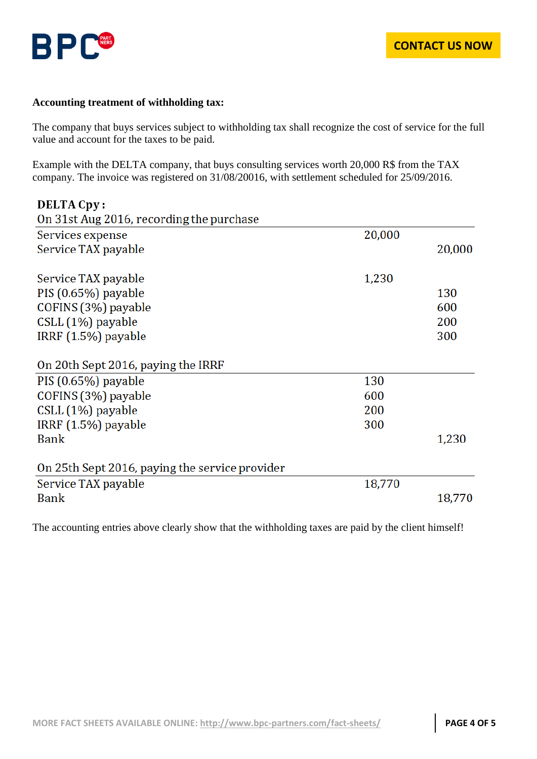**Accounting treatment of withholding tax:**

The company that buys services subject to withholding tax shall recognize the cost of service for the full value and account for the taxes to be paid.

Example with the DELTA company, that buys consulting services worth 20,000 R$ from the TAX company. The invoice was registered on 31/08/20016, with settlement scheduled for 25/09/2016.

**DELTA Cpy :**

On 31st Aug 2016, recording the purchase

| | Debit | Credit |
|---|---|---|
| Services expense | 20,000 | |
| Service TAX payable | | 20,000 |
| | | |
| Service TAX payable | 1,230 | |
| PIS (0.65%) payable | | 130 |
| COFINS (3%) payable | | 600 |
| CSLL (1%) payable | | 200 |
| IRRF (1.5%) payable | | 300 |

On 20th Sept 2016, paying the IRRF

| | Debit | Credit |
|---|---|---|
| PIS (0.65%) payable | 130 | |
| COFINS (3%) payable | 600 | |
| CSLL (1%) payable | 200 | |
| IRRF (1.5%) payable | 300 | |
| Bank | | 1,230 |

On 25th Sept 2016, paying the service provider

| | Debit | Credit |
|---|---|---|
| Service TAX payable | 18,770 | |
| Bank | | 18,770 |

The accounting entries above clearly show that the withholding taxes are paid by the client himself!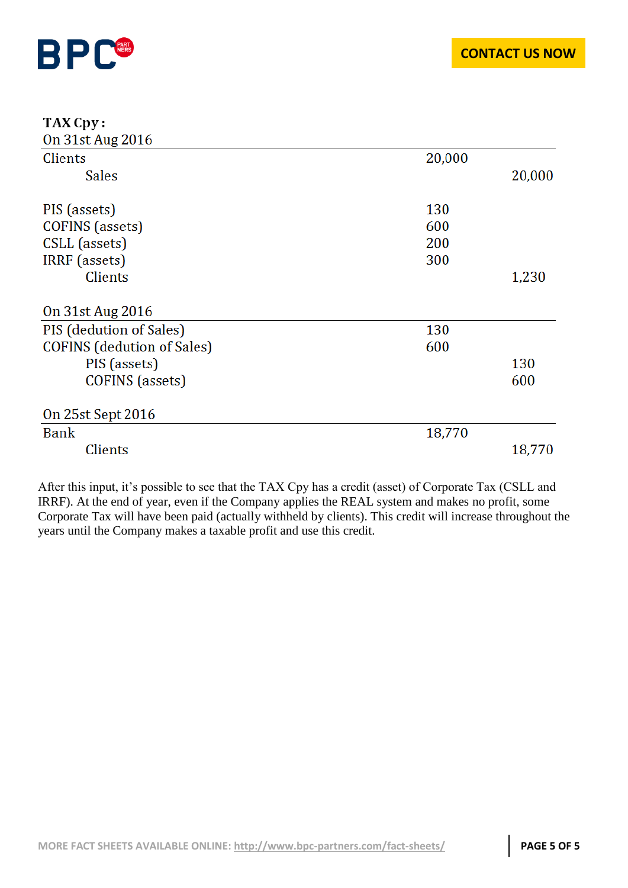**TAX Cpy :**

| | | |
|---|---|---|
| **On 31st Aug 2016** | | |
| Clients | 20,000 | |
| Sales | | 20,000 |
| | | |
| PIS (assets) | 130 | |
| COFINS (assets) | 600 | |
| CSLL (assets) | 200 | |
| IRRF (assets) | 300 | |
| Clients | | 1,230 |
| | | |
| **On 31st Aug 2016** | | |
| PIS (dedution of Sales) | 130 | |
| COFINS (dedution of Sales) | 600 | |
| PIS (assets) | | 130 |
| COFINS (assets) | | 600 |
| | | |
| **On 25st Sept 2016** | | |
| Bank | 18,770 | |
| Clients | | 18,770 |

After this input, it's possible to see that the TAX Cpy has a credit (asset) of Corporate Tax (CSLL and IRRF). At the end of year, even if the Company applies the REAL system and makes no profit, some Corporate Tax will have been paid (actually withheld by clients). This credit will increase throughout the years until the Company makes a taxable profit and use this credit.

MORE FACT SHEETS AVAILABLE ONLINE: http://www.bpc-partners.com/fact-sheets/